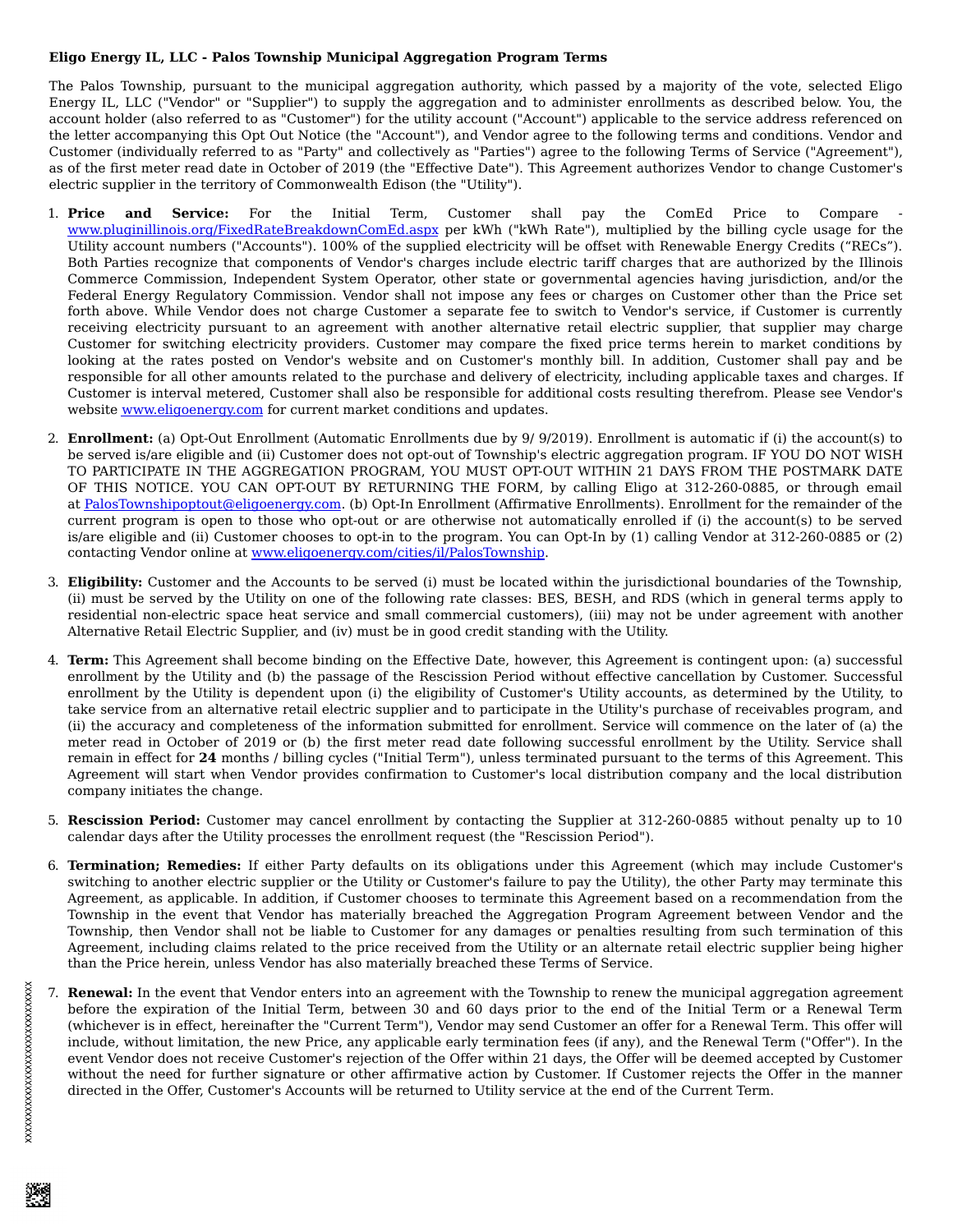**Eligo Energy IL, LLC - Palos Township Municipal Aggregation Program Terms**

The Palos Township, pursuant to the municipal aggregation authority, which passed by a majority of the vote, selected Eligo Energy IL, LLC ("Vendor" or "Supplier") to supply the aggregation and to administer enrollments as described below. You, the account holder (also referred to as "Customer") for the utility account ("Account") applicable to the service address referenced on the letter accompanying this Opt Out Notice (the "Account"), and Vendor agree to the following terms and conditions. Vendor and Customer (individually referred to as "Party" and collectively as "Parties") agree to the following Terms of Service ("Agreement"), as of the first meter read date in October of 2019 (the "Effective Date"). This Agreement authorizes Vendor to change Customer's electric supplier in the territory of Commonwealth Edison (the "Utility").

1. **Price and Service:** For the Initial Term, Customer shall pay the ComEd Price to Compare - www.pluginillinois.org/FixedRateBreakdownComEd.aspx per kWh ("kWh Rate"), multiplied by the billing cycle usage for the Utility account numbers ("Accounts"). 100% of the supplied electricity will be offset with Renewable Energy Credits ("RECs"). Both Parties recognize that components of Vendor's charges include electric tariff charges that are authorized by the Illinois Commerce Commission, Independent System Operator, other state or governmental agencies having jurisdiction, and/or the Federal Energy Regulatory Commission. Vendor shall not impose any fees or charges on Customer other than the Price set forth above. While Vendor does not charge Customer a separate fee to switch to Vendor's service, if Customer is currently receiving electricity pursuant to an agreement with another alternative retail electric supplier, that supplier may charge Customer for switching electricity providers. Customer may compare the fixed price terms herein to market conditions by looking at the rates posted on Vendor's website and on Customer's monthly bill. In addition, Customer shall pay and be responsible for all other amounts related to the purchase and delivery of electricity, including applicable taxes and charges. If Customer is interval metered, Customer shall also be responsible for additional costs resulting therefrom. Please see Vendor's website www.eligoenergy.com for current market conditions and updates.

2. **Enrollment:** (a) Opt-Out Enrollment (Automatic Enrollments due by 9/ 9/2019). Enrollment is automatic if (i) the account(s) to be served is/are eligible and (ii) Customer does not opt-out of Township's electric aggregation program. IF YOU DO NOT WISH TO PARTICIPATE IN THE AGGREGATION PROGRAM, YOU MUST OPT-OUT WITHIN 21 DAYS FROM THE POSTMARK DATE OF THIS NOTICE. YOU CAN OPT-OUT BY RETURNING THE FORM, by calling Eligo at 312-260-0885, or through email at PalosTownshipoptout@eligoenergy.com. (b) Opt-In Enrollment (Affirmative Enrollments). Enrollment for the remainder of the current program is open to those who opt-out or are otherwise not automatically enrolled if (i) the account(s) to be served is/are eligible and (ii) Customer chooses to opt-in to the program. You can Opt-In by (1) calling Vendor at 312-260-0885 or (2) contacting Vendor online at www.eligoenergy.com/cities/il/PalosTownship.

3. **Eligibility:** Customer and the Accounts to be served (i) must be located within the jurisdictional boundaries of the Township, (ii) must be served by the Utility on one of the following rate classes: BES, BESH, and RDS (which in general terms apply to residential non-electric space heat service and small commercial customers), (iii) may not be under agreement with another Alternative Retail Electric Supplier, and (iv) must be in good credit standing with the Utility.

4. **Term:** This Agreement shall become binding on the Effective Date, however, this Agreement is contingent upon: (a) successful enrollment by the Utility and (b) the passage of the Rescission Period without effective cancellation by Customer. Successful enrollment by the Utility is dependent upon (i) the eligibility of Customer's Utility accounts, as determined by the Utility, to take service from an alternative retail electric supplier and to participate in the Utility's purchase of receivables program, and (ii) the accuracy and completeness of the information submitted for enrollment. Service will commence on the later of (a) the meter read in October of 2019 or (b) the first meter read date following successful enrollment by the Utility. Service shall remain in effect for **24** months / billing cycles ("Initial Term"), unless terminated pursuant to the terms of this Agreement. This Agreement will start when Vendor provides confirmation to Customer's local distribution company and the local distribution company initiates the change.

5. **Rescission Period:** Customer may cancel enrollment by contacting the Supplier at 312-260-0885 without penalty up to 10 calendar days after the Utility processes the enrollment request (the "Rescission Period").

6. **Termination; Remedies:** If either Party defaults on its obligations under this Agreement (which may include Customer's switching to another electric supplier or the Utility or Customer's failure to pay the Utility), the other Party may terminate this Agreement, as applicable. In addition, if Customer chooses to terminate this Agreement based on a recommendation from the Township in the event that Vendor has materially breached the Aggregation Program Agreement between Vendor and the Township, then Vendor shall not be liable to Customer for any damages or penalties resulting from such termination of this Agreement, including claims related to the price received from the Utility or an alternate retail electric supplier being higher than the Price herein, unless Vendor has also materially breached these Terms of Service.

7. **Renewal:** In the event that Vendor enters into an agreement with the Township to renew the municipal aggregation agreement before the expiration of the Initial Term, between 30 and 60 days prior to the end of the Initial Term or a Renewal Term (whichever is in effect, hereinafter the "Current Term"), Vendor may send Customer an offer for a Renewal Term. This offer will include, without limitation, the new Price, any applicable early termination fees (if any), and the Renewal Term ("Offer"). In the event Vendor does not receive Customer's rejection of the Offer within 21 days, the Offer will be deemed accepted by Customer without the need for further signature or other affirmative action by Customer. If Customer rejects the Offer in the manner directed in the Offer, Customer's Accounts will be returned to Utility service at the end of the Current Term.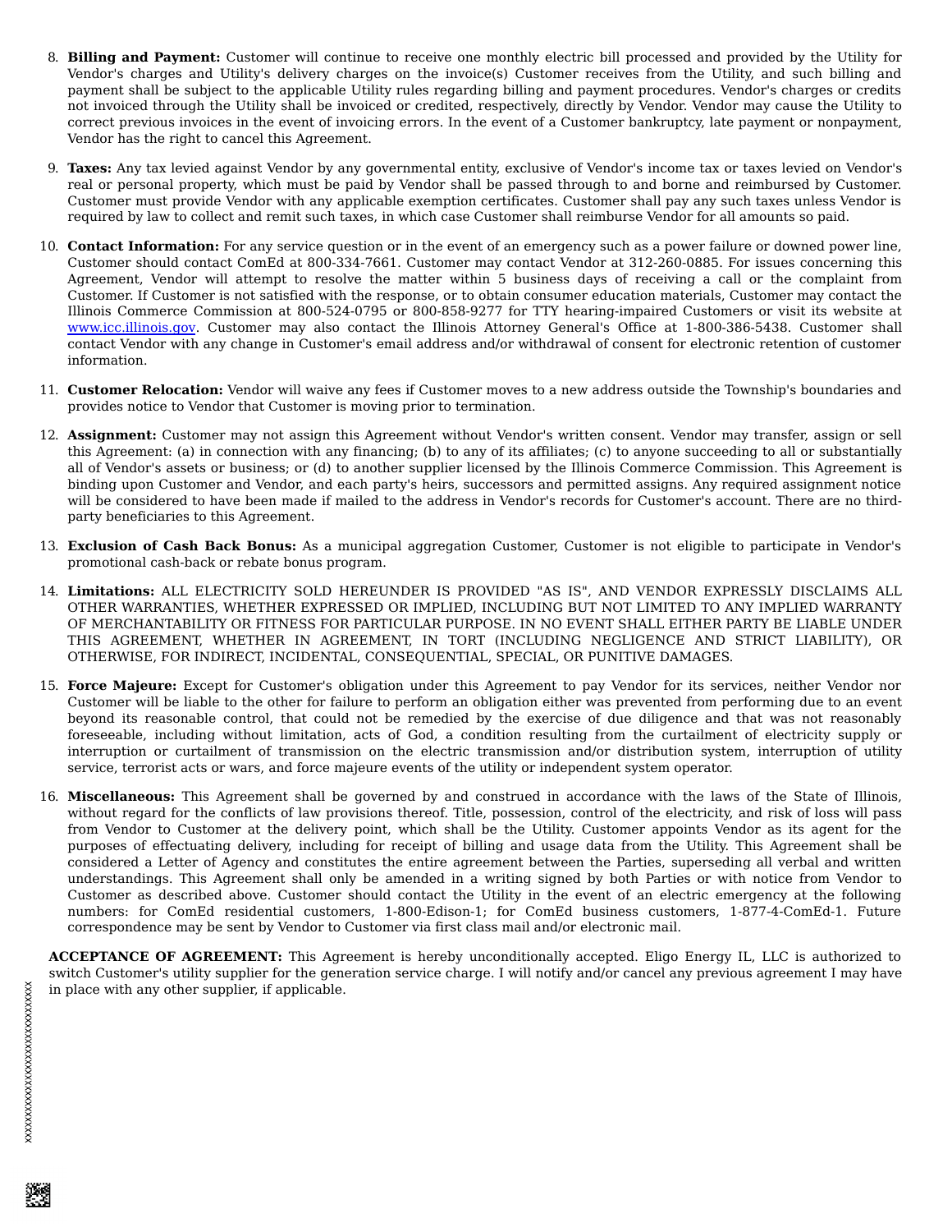8. **Billing and Payment:** Customer will continue to receive one monthly electric bill processed and provided by the Utility for Vendor's charges and Utility's delivery charges on the invoice(s) Customer receives from the Utility, and such billing and payment shall be subject to the applicable Utility rules regarding billing and payment procedures. Vendor's charges or credits not invoiced through the Utility shall be invoiced or credited, respectively, directly by Vendor. Vendor may cause the Utility to correct previous invoices in the event of invoicing errors. In the event of a Customer bankruptcy, late payment or nonpayment, Vendor has the right to cancel this Agreement.

9. **Taxes:** Any tax levied against Vendor by any governmental entity, exclusive of Vendor's income tax or taxes levied on Vendor's real or personal property, which must be paid by Vendor shall be passed through to and borne and reimbursed by Customer. Customer must provide Vendor with any applicable exemption certificates. Customer shall pay any such taxes unless Vendor is required by law to collect and remit such taxes, in which case Customer shall reimburse Vendor for all amounts so paid.

10. **Contact Information:** For any service question or in the event of an emergency such as a power failure or downed power line, Customer should contact ComEd at 800-334-7661. Customer may contact Vendor at 312-260-0885. For issues concerning this Agreement, Vendor will attempt to resolve the matter within 5 business days of receiving a call or the complaint from Customer. If Customer is not satisfied with the response, or to obtain consumer education materials, Customer may contact the Illinois Commerce Commission at 800-524-0795 or 800-858-9277 for TTY hearing-impaired Customers or visit its website at www.icc.illinois.gov. Customer may also contact the Illinois Attorney General's Office at 1-800-386-5438. Customer shall contact Vendor with any change in Customer's email address and/or withdrawal of consent for electronic retention of customer information.

11. **Customer Relocation:** Vendor will waive any fees if Customer moves to a new address outside the Township's boundaries and provides notice to Vendor that Customer is moving prior to termination.

12. **Assignment:** Customer may not assign this Agreement without Vendor's written consent. Vendor may transfer, assign or sell this Agreement: (a) in connection with any financing; (b) to any of its affiliates; (c) to anyone succeeding to all or substantially all of Vendor's assets or business; or (d) to another supplier licensed by the Illinois Commerce Commission. This Agreement is binding upon Customer and Vendor, and each party's heirs, successors and permitted assigns. Any required assignment notice will be considered to have been made if mailed to the address in Vendor's records for Customer's account. There are no third-party beneficiaries to this Agreement.

13. **Exclusion of Cash Back Bonus:** As a municipal aggregation Customer, Customer is not eligible to participate in Vendor's promotional cash-back or rebate bonus program.

14. **Limitations:** ALL ELECTRICITY SOLD HEREUNDER IS PROVIDED "AS IS", AND VENDOR EXPRESSLY DISCLAIMS ALL OTHER WARRANTIES, WHETHER EXPRESSED OR IMPLIED, INCLUDING BUT NOT LIMITED TO ANY IMPLIED WARRANTY OF MERCHANTABILITY OR FITNESS FOR PARTICULAR PURPOSE. IN NO EVENT SHALL EITHER PARTY BE LIABLE UNDER THIS AGREEMENT, WHETHER IN AGREEMENT, IN TORT (INCLUDING NEGLIGENCE AND STRICT LIABILITY), OR OTHERWISE, FOR INDIRECT, INCIDENTAL, CONSEQUENTIAL, SPECIAL, OR PUNITIVE DAMAGES.

15. **Force Majeure:** Except for Customer's obligation under this Agreement to pay Vendor for its services, neither Vendor nor Customer will be liable to the other for failure to perform an obligation either was prevented from performing due to an event beyond its reasonable control, that could not be remedied by the exercise of due diligence and that was not reasonably foreseeable, including without limitation, acts of God, a condition resulting from the curtailment of electricity supply or interruption or curtailment of transmission on the electric transmission and/or distribution system, interruption of utility service, terrorist acts or wars, and force majeure events of the utility or independent system operator.

16. **Miscellaneous:** This Agreement shall be governed by and construed in accordance with the laws of the State of Illinois, without regard for the conflicts of law provisions thereof. Title, possession, control of the electricity, and risk of loss will pass from Vendor to Customer at the delivery point, which shall be the Utility. Customer appoints Vendor as its agent for the purposes of effectuating delivery, including for receipt of billing and usage data from the Utility. This Agreement shall be considered a Letter of Agency and constitutes the entire agreement between the Parties, superseding all verbal and written understandings. This Agreement shall only be amended in a writing signed by both Parties or with notice from Vendor to Customer as described above. Customer should contact the Utility in the event of an electric emergency at the following numbers: for ComEd residential customers, 1-800-Edison-1; for ComEd business customers, 1-877-4-ComEd-1. Future correspondence may be sent by Vendor to Customer via first class mail and/or electronic mail.

**ACCEPTANCE OF AGREEMENT:** This Agreement is hereby unconditionally accepted. Eligo Energy IL, LLC is authorized to switch Customer's utility supplier for the generation service charge. I will notify and/or cancel any previous agreement I may have in place with any other supplier, if applicable.